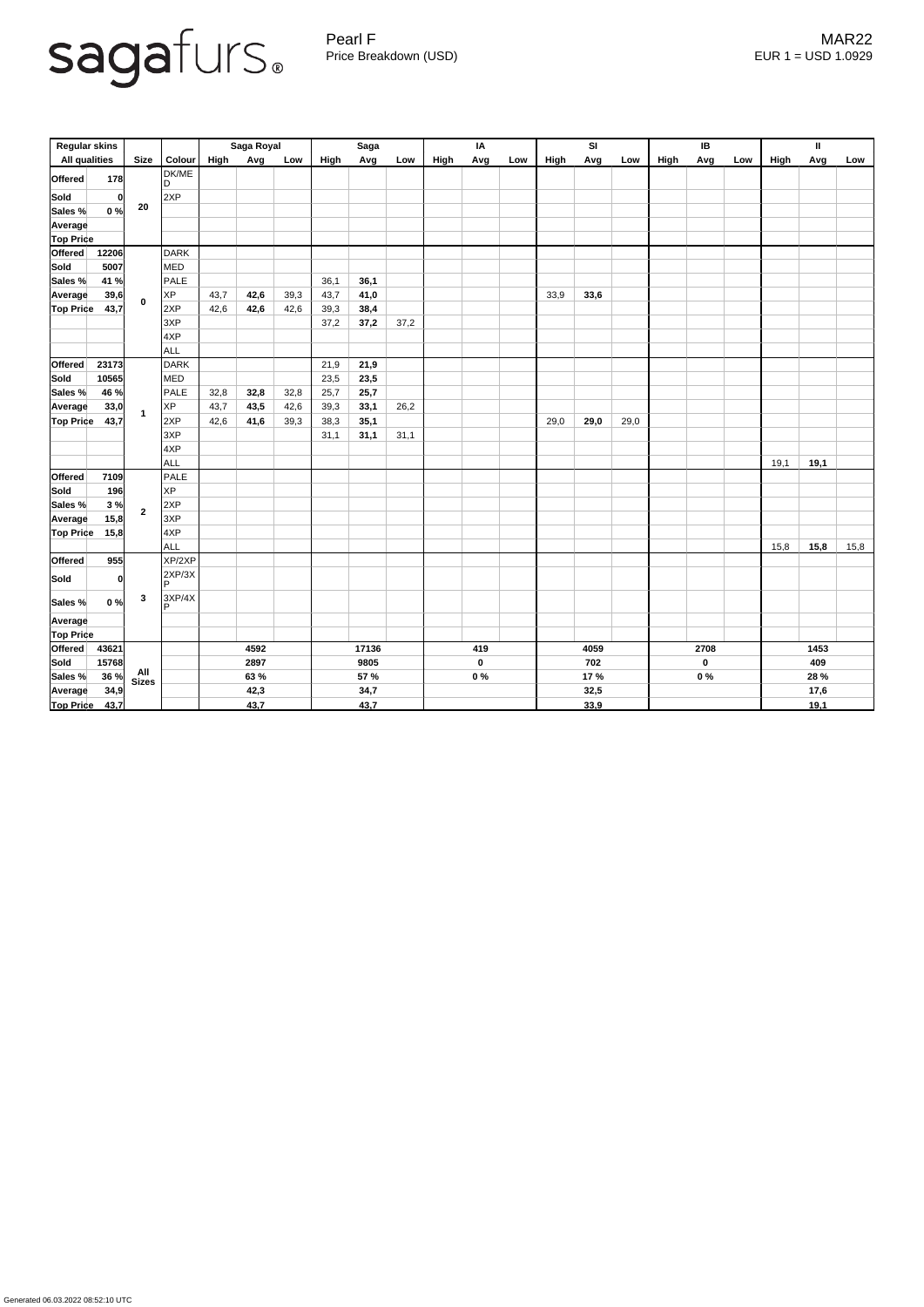sagafurs®

Pearl F
Price Breakdown (USD)

MAR22
EUR 1 = USD 1.0929

| Regular skins | | | | Saga Royal | | | Saga | | | IA | | | SI | | | IB | | | II | | |
|---|---|---|---|---|---|---|---|---|---|---|---|---|---|---|---|---|---|---|---|---|---|
| All qualities | | Size | Colour | High | Avg | Low | High | Avg | Low | High | Avg | Low | High | Avg | Low | High | Avg | Low | High | Avg | Low |
| **Offered** | **178** | **20** | DK/MED | | | | | | | | | | | | | | | | | | |
| **Sold** | **0** | | 2XP | | | | | | | | | | | | | | | | | | |
| **Sales %** | **0 %** | | | | | | | | | | | | | | | | | | | | |
| **Average** | | | | | | | | | | | | | | | | | | | | | |
| **Top Price** | | | | | | | | | | | | | | | | | | | | | |
| **Offered** | **12206** | **0** | DARK | | | | | | | | | | | | | | | | | | |
| **Sold** | **5007** | | MED | | | | | | | | | | | | | | | | | | |
| **Sales %** | **41 %** | | PALE | | | | 36,1 | **36,1** | | | | | | | | | | | | | |
| **Average** | **39,6** | | XP | 43,7 | **42,6** | 39,3 | 43,7 | **41,0** | | | | | 33,9 | **33,6** | | | | | | | |
| **Top Price** | **43,7** | | 2XP | 42,6 | **42,6** | 42,6 | 39,3 | **38,4** | | | | | | | | | | | | | |
| | | | 3XP | | | | 37,2 | **37,2** | 37,2 | | | | | | | | | | | | |
| | | | 4XP | | | | | | | | | | | | | | | | | | |
| | | | ALL | | | | | | | | | | | | | | | | | | |
| **Offered** | **23173** | **1** | DARK | | | | 21,9 | **21,9** | | | | | | | | | | | | | |
| **Sold** | **10565** | | MED | | | | 23,5 | **23,5** | | | | | | | | | | | | | |
| **Sales %** | **46 %** | | PALE | 32,8 | **32,8** | 32,8 | 25,7 | **25,7** | | | | | | | | | | | | | |
| **Average** | **33,0** | | XP | 43,7 | **43,5** | 42,6 | 39,3 | **33,1** | 26,2 | | | | | | | | | | | | |
| **Top Price** | **43,7** | | 2XP | 42,6 | **41,6** | 39,3 | 38,3 | **35,1** | | | | | 29,0 | **29,0** | 29,0 | | | | | | |
| | | | 3XP | | | | 31,1 | **31,1** | 31,1 | | | | | | | | | | | | |
| | | | 4XP | | | | | | | | | | | | | | | | | | |
| | | | ALL | | | | | | | | | | | | | | | | 19,1 | **19,1** | |
| **Offered** | **7109** | **2** | PALE | | | | | | | | | | | | | | | | | | |
| **Sold** | **196** | | XP | | | | | | | | | | | | | | | | | | |
| **Sales %** | **3 %** | | 2XP | | | | | | | | | | | | | | | | | | |
| **Average** | **15,8** | | 3XP | | | | | | | | | | | | | | | | | | |
| **Top Price** | **15,8** | | 4XP | | | | | | | | | | | | | | | | | | |
| | | | ALL | | | | | | | | | | | | | | | | 15,8 | **15,8** | 15,8 |
| **Offered** | **955** | **3** | XP/2XP | | | | | | | | | | | | | | | | | | |
| **Sold** | **0** | | 2XP/3XP | | | | | | | | | | | | | | | | | | |
| **Sales %** | **0 %** | | 3XP/4XP | | | | | | | | | | | | | | | | | | |
| **Average** | | | | | | | | | | | | | | | | | | | | | |
| **Top Price** | | | | | | | | | | | | | | | | | | | | | |
| **Offered** | **43621** | **All Sizes** | | | **4592** | | | **17136** | | | **419** | | | **4059** | | | **2708** | | | **1453** | |
| **Sold** | **15768** | | | | **2897** | | | **9805** | | | **0** | | | **702** | | | **0** | | | **409** | |
| **Sales %** | **36 %** | | | | **63 %** | | | **57 %** | | | **0 %** | | | **17 %** | | | **0 %** | | | **28 %** | |
| **Average** | **34,9** | | | | **42,3** | | | **34,7** | | | | | | **32,5** | | | | | | **17,6** | |
| **Top Price** | **43,7** | | | | **43,7** | | | **43,7** | | | | | | **33,9** | | | | | | **19,1** | |

Generated 06.03.2022 08:52:10 UTC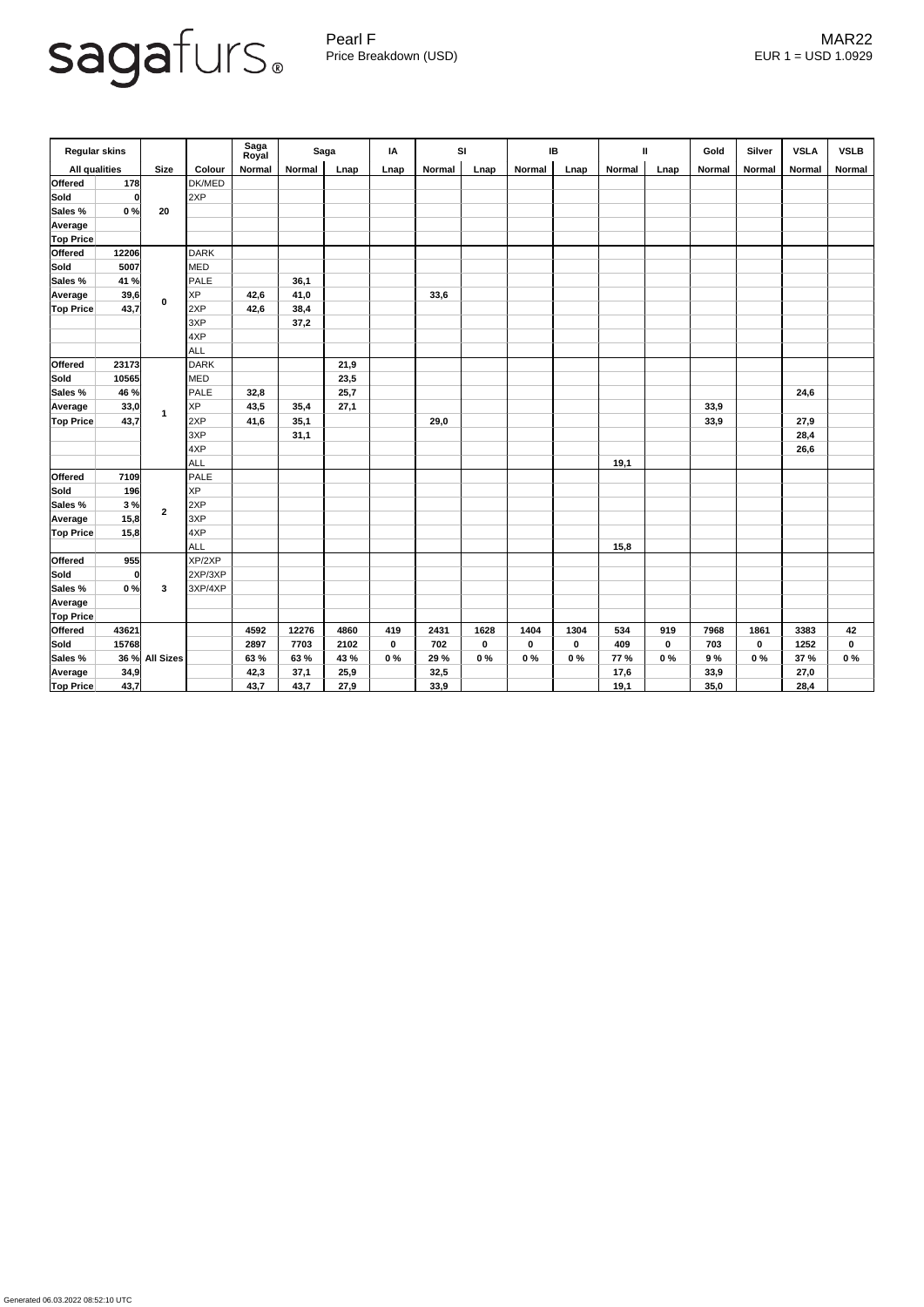sagafurs®

Pearl F
Price Breakdown (USD)

MAR22
EUR 1 = USD 1.0929

| Regular skins | | | | Saga Royal | Saga | | IA | SI | | IB | | II | | Gold | Silver | VSLA | VSLB |
|---|---|---|---|---|---|---|---|---|---|---|---|---|---|---|---|---|---|
| All qualities | | Size | Colour | Normal | Normal | Lnap | Lnap | Normal | Lnap | Normal | Lnap | Normal | Lnap | Normal | Normal | Normal | Normal |
| Offered | 178 | 20 | DK/MED | | | | | | | | | | | | | | |
| Sold | 0 | | 2XP | | | | | | | | | | | | | | |
| Sales % | 0 % | | | | | | | | | | | | | | | | |
| Average | | | | | | | | | | | | | | | | | |
| Top Price | | | | | | | | | | | | | | | | | |
| Offered | 12206 | 0 | DARK | | | | | | | | | | | | | | |
| Sold | 5007 | | MED | | | | | | | | | | | | | | |
| Sales % | 41 % | | PALE | | 36,1 | | | | | | | | | | | | |
| Average | 39,6 | | XP | 42,6 | 41,0 | | | 33,6 | | | | | | | | | |
| Top Price | 43,7 | | 2XP | 42,6 | 38,4 | | | | | | | | | | | | |
| | | | 3XP | | 37,2 | | | | | | | | | | | | |
| | | | 4XP | | | | | | | | | | | | | | |
| | | | ALL | | | | | | | | | | | | | | |
| Offered | 23173 | 1 | DARK | | | 21,9 | | | | | | | | | | | |
| Sold | 10565 | | MED | | | 23,5 | | | | | | | | | | | |
| Sales % | 46 % | | PALE | 32,8 | | 25,7 | | | | | | | | | | 24,6 | |
| Average | 33,0 | | XP | 43,5 | 35,4 | 27,1 | | | | | | | | 33,9 | | | |
| Top Price | 43,7 | | 2XP | 41,6 | 35,1 | | | 29,0 | | | | | | 33,9 | | 27,9 | |
| | | | 3XP | | 31,1 | | | | | | | | | | | 28,4 | |
| | | | 4XP | | | | | | | | | | | | | 26,6 | |
| | | | ALL | | | | | | | | | 19,1 | | | | | |
| Offered | 7109 | 2 | PALE | | | | | | | | | | | | | | |
| Sold | 196 | | XP | | | | | | | | | | | | | | |
| Sales % | 3 % | | 2XP | | | | | | | | | | | | | | |
| Average | 15,8 | | 3XP | | | | | | | | | | | | | | |
| Top Price | 15,8 | | 4XP | | | | | | | | | | | | | | |
| | | | ALL | | | | | | | | | 15,8 | | | | | |
| Offered | 955 | 3 | XP/2XP | | | | | | | | | | | | | | |
| Sold | 0 | | 2XP/3XP | | | | | | | | | | | | | | |
| Sales % | 0 % | | 3XP/4XP | | | | | | | | | | | | | | |
| Average | | | | | | | | | | | | | | | | | |
| Top Price | | | | | | | | | | | | | | | | | |
| Offered | 43621 | All Sizes | | 4592 | 12276 | 4860 | 419 | 2431 | 1628 | 1404 | 1304 | 534 | 919 | 7968 | 1861 | 3383 | 42 |
| Sold | 15768 | | | 2897 | 7703 | 2102 | 0 | 702 | 0 | 0 | 0 | 409 | 0 | 703 | 0 | 1252 | 0 |
| Sales % | 36 % | | | 63 % | 63 % | 43 % | 0 % | 29 % | 0 % | 0 % | 0 % | 77 % | 0 % | 9 % | 0 % | 37 % | 0 % |
| Average | 34,9 | | | 42,3 | 37,1 | 25,9 | | 32,5 | | | | 17,6 | | 33,9 | | 27,0 | |
| Top Price | 43,7 | | | 43,7 | 43,7 | 27,9 | | 33,9 | | | | 19,1 | | 35,0 | | 28,4 | |

Generated 06.03.2022 08:52:10 UTC